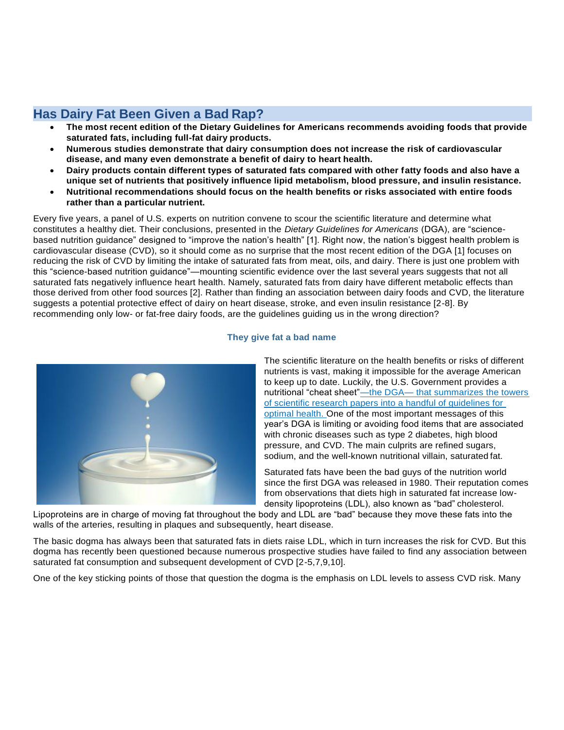## Has Dairy Fat Been Given a Bad Rap?

- **The most recent edition of the Dietary Guidelines for Americans recommends avoiding foods that provide saturated fats, including full-fat dairy products.**
- **Numerous studies demonstrate that dairy consumption does not increase the risk of cardiovascular disease, and many even demonstrate a benefit of dairy to heart health.**
- **Dairy products contain different types of saturated fats compared with other fatty foods and also have a unique set of nutrients that positively influence lipid metabolism, blood pressure, and insulin resistance.**
- **Nutritional recommendations should focus on the health benefits or risks associated with entire foods rather than a particular nutrient.**

Every five years, a panel of U.S. experts on nutrition convene to scour the scientific literature and determine what constitutes a healthy diet. Their conclusions, presented in the *Dietary Guidelines for Americans* (DGA), are "science-based nutrition guidance" designed to "improve the nation's health" [1]. Right now, the nation's biggest health problem is cardiovascular disease (CVD), so it should come as no surprise that the most recent edition of the DGA [1] focuses on reducing the risk of CVD by limiting the intake of saturated fats from meat, oils, and dairy. There is just one problem with this "science-based nutrition guidance"—mounting scientific evidence over the last several years suggests that not all saturated fats negatively influence heart health. Namely, saturated fats from dairy have different metabolic effects than those derived from other food sources [2]. Rather than finding an association between dairy foods and CVD, the literature suggests a potential protective effect of dairy on heart disease, stroke, and even insulin resistance [2-8]. By recommending only low- or fat-free dairy foods, are the guidelines guiding us in the wrong direction?

### They give fat a bad name

The scientific literature on the health benefits or risks of different nutrients is vast, making it impossible for the average American to keep up to date. Luckily, the U.S. Government provides a nutritional "cheat sheet"—the DGA— that summarizes the towers of scientific research papers into a handful of guidelines for optimal health. One of the most important messages of this year's DGA is limiting or avoiding food items that are associated with chronic diseases such as type 2 diabetes, high blood pressure, and CVD. The main culprits are refined sugars, sodium, and the well-known nutritional villain, saturated fat.

Saturated fats have been the bad guys of the nutrition world since the first DGA was released in 1980. Their reputation comes from observations that diets high in saturated fat increase low-density lipoproteins (LDL), also known as "bad" cholesterol. Lipoproteins are in charge of moving fat throughout the body and LDL are "bad" because they move these fats into the walls of the arteries, resulting in plaques and subsequently, heart disease.

The basic dogma has always been that saturated fats in diets raise LDL, which in turn increases the risk for CVD. But this dogma has recently been questioned because numerous prospective studies have failed to find any association between saturated fat consumption and subsequent development of CVD [2-5,7,9,10].

One of the key sticking points of those that question the dogma is the emphasis on LDL levels to assess CVD risk. Many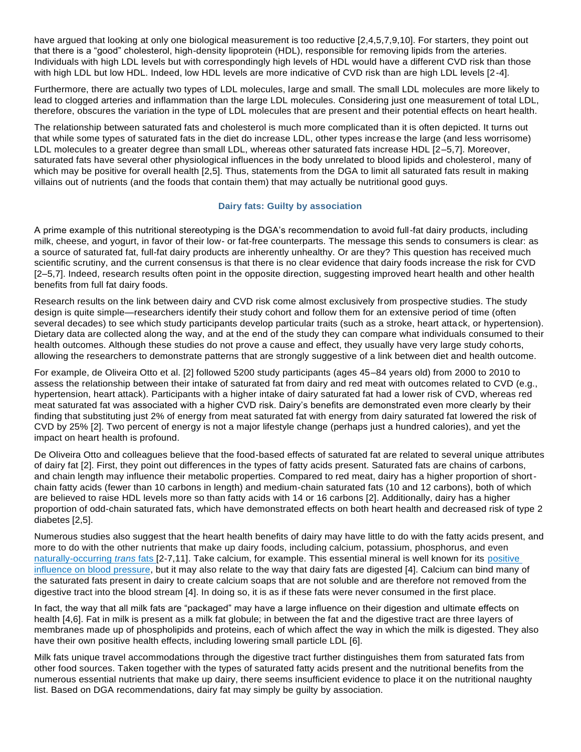have argued that looking at only one biological measurement is too reductive [2,4,5,7,9,10]. For starters, they point out that there is a "good" cholesterol, high-density lipoprotein (HDL), responsible for removing lipids from the arteries. Individuals with high LDL levels but with correspondingly high levels of HDL would have a different CVD risk than those with high LDL but low HDL. Indeed, low HDL levels are more indicative of CVD risk than are high LDL levels [2-4].

Furthermore, there are actually two types of LDL molecules, large and small. The small LDL molecules are more likely to lead to clogged arteries and inflammation than the large LDL molecules. Considering just one measurement of total LDL, therefore, obscures the variation in the type of LDL molecules that are present and their potential effects on heart health.

The relationship between saturated fats and cholesterol is much more complicated than it is often depicted. It turns out that while some types of saturated fats in the diet do increase LDL, other types increase the large (and less worrisome) LDL molecules to a greater degree than small LDL, whereas other saturated fats increase HDL [2–5,7]. Moreover, saturated fats have several other physiological influences in the body unrelated to blood lipids and cholesterol, many of which may be positive for overall health [2,5]. Thus, statements from the DGA to limit all saturated fats result in making villains out of nutrients (and the foods that contain them) that may actually be nutritional good guys.

## Dairy fats: Guilty by association

A prime example of this nutritional stereotyping is the DGA's recommendation to avoid full-fat dairy products, including milk, cheese, and yogurt, in favor of their low- or fat-free counterparts. The message this sends to consumers is clear: as a source of saturated fat, full-fat dairy products are inherently unhealthy. Or are they? This question has received much scientific scrutiny, and the current consensus is that there is no clear evidence that dairy foods increase the risk for CVD [2–5,7]. Indeed, research results often point in the opposite direction, suggesting improved heart health and other health benefits from full fat dairy foods.

Research results on the link between dairy and CVD risk come almost exclusively from prospective studies. The study design is quite simple—researchers identify their study cohort and follow them for an extensive period of time (often several decades) to see which study participants develop particular traits (such as a stroke, heart attack, or hypertension). Dietary data are collected along the way, and at the end of the study they can compare what individuals consumed to their health outcomes. Although these studies do not prove a cause and effect, they usually have very large study cohorts, allowing the researchers to demonstrate patterns that are strongly suggestive of a link between diet and health outcome.

For example, de Oliveira Otto et al. [2] followed 5200 study participants (ages 45–84 years old) from 2000 to 2010 to assess the relationship between their intake of saturated fat from dairy and red meat with outcomes related to CVD (e.g., hypertension, heart attack). Participants with a higher intake of dairy saturated fat had a lower risk of CVD, whereas red meat saturated fat was associated with a higher CVD risk. Dairy's benefits are demonstrated even more clearly by their finding that substituting just 2% of energy from meat saturated fat with energy from dairy saturated fat lowered the risk of CVD by 25% [2]. Two percent of energy is not a major lifestyle change (perhaps just a hundred calories), and yet the impact on heart health is profound.

De Oliveira Otto and colleagues believe that the food-based effects of saturated fat are related to several unique attributes of dairy fat [2]. First, they point out differences in the types of fatty acids present. Saturated fats are chains of carbons, and chain length may influence their metabolic properties. Compared to red meat, dairy has a higher proportion of short-chain fatty acids (fewer than 10 carbons in length) and medium-chain saturated fats (10 and 12 carbons), both of which are believed to raise HDL levels more so than fatty acids with 14 or 16 carbons [2]. Additionally, dairy has a higher proportion of odd-chain saturated fats, which have demonstrated effects on both heart health and decreased risk of type 2 diabetes [2,5].

Numerous studies also suggest that the heart health benefits of dairy may have little to do with the fatty acids present, and more to do with the other nutrients that make up dairy foods, including calcium, potassium, phosphorus, and even naturally-occurring *trans* fats [2-7,11]. Take calcium, for example. This essential mineral is well known for its positive influence on blood pressure, but it may also relate to the way that dairy fats are digested [4]. Calcium can bind many of the saturated fats present in dairy to create calcium soaps that are not soluble and are therefore not removed from the digestive tract into the blood stream [4]. In doing so, it is as if these fats were never consumed in the first place.

In fact, the way that all milk fats are "packaged" may have a large influence on their digestion and ultimate effects on health [4,6]. Fat in milk is present as a milk fat globule; in between the fat and the digestive tract are three layers of membranes made up of phospholipids and proteins, each of which affect the way in which the milk is digested. They also have their own positive health effects, including lowering small particle LDL [6].

Milk fats unique travel accommodations through the digestive tract further distinguishes them from saturated fats from other food sources. Taken together with the types of saturated fatty acids present and the nutritional benefits from the numerous essential nutrients that make up dairy, there seems insufficient evidence to place it on the nutritional naughty list. Based on DGA recommendations, dairy fat may simply be guilty by association.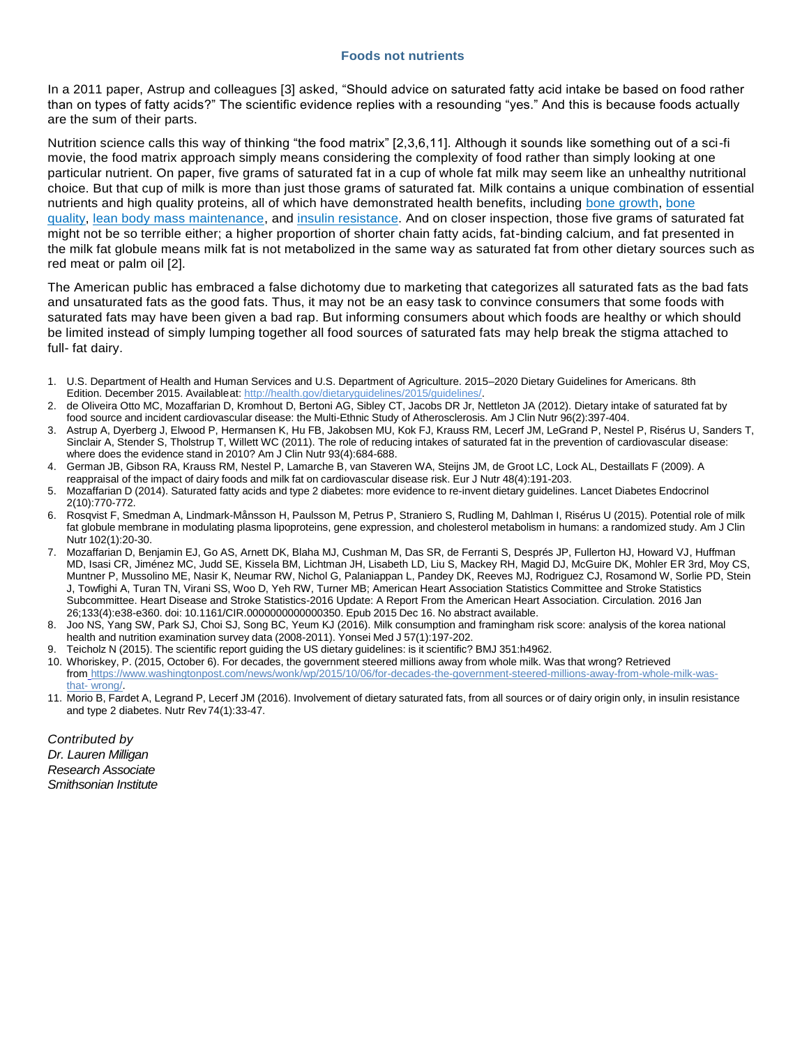## Foods not nutrients

In a 2011 paper, Astrup and colleagues [3] asked, "Should advice on saturated fatty acid intake be based on food rather than on types of fatty acids?" The scientific evidence replies with a resounding "yes." And this is because foods actually are the sum of their parts.

Nutrition science calls this way of thinking "the food matrix" [2,3,6,11]. Although it sounds like something out of a sci-fi movie, the food matrix approach simply means considering the complexity of food rather than simply looking at one particular nutrient. On paper, five grams of saturated fat in a cup of whole fat milk may seem like an unhealthy nutritional choice. But that cup of milk is more than just those grams of saturated fat. Milk contains a unique combination of essential nutrients and high quality proteins, all of which have demonstrated health benefits, including bone growth, bone quality, lean body mass maintenance, and insulin resistance. And on closer inspection, those five grams of saturated fat might not be so terrible either; a higher proportion of shorter chain fatty acids, fat-binding calcium, and fat presented in the milk fat globule means milk fat is not metabolized in the same way as saturated fat from other dietary sources such as red meat or palm oil [2].

The American public has embraced a false dichotomy due to marketing that categorizes all saturated fats as the bad fats and unsaturated fats as the good fats. Thus, it may not be an easy task to convince consumers that some foods with saturated fats may have been given a bad rap. But informing consumers about which foods are healthy or which should be limited instead of simply lumping together all food sources of saturated fats may help break the stigma attached to full- fat dairy.

1. U.S. Department of Health and Human Services and U.S. Department of Agriculture. 2015–2020 Dietary Guidelines for Americans. 8th Edition. December 2015. Availableat: http://health.gov/dietaryguidelines/2015/guidelines/.
2. de Oliveira Otto MC, Mozaffarian D, Kromhout D, Bertoni AG, Sibley CT, Jacobs DR Jr, Nettleton JA (2012). Dietary intake of saturated fat by food source and incident cardiovascular disease: the Multi-Ethnic Study of Atherosclerosis. Am J Clin Nutr 96(2):397-404.
3. Astrup A, Dyerberg J, Elwood P, Hermansen K, Hu FB, Jakobsen MU, Kok FJ, Krauss RM, Lecerf JM, LeGrand P, Nestel P, Risérus U, Sanders T, Sinclair A, Stender S, Tholstrup T, Willett WC (2011). The role of reducing intakes of saturated fat in the prevention of cardiovascular disease: where does the evidence stand in 2010? Am J Clin Nutr 93(4):684-688.
4. German JB, Gibson RA, Krauss RM, Nestel P, Lamarche B, van Staveren WA, Steijns JM, de Groot LC, Lock AL, Destaillats F (2009). A reappraisal of the impact of dairy foods and milk fat on cardiovascular disease risk. Eur J Nutr 48(4):191-203.
5. Mozaffarian D (2014). Saturated fatty acids and type 2 diabetes: more evidence to re-invent dietary guidelines. Lancet Diabetes Endocrinol 2(10):770-772.
6. Rosqvist F, Smedman A, Lindmark-Månsson H, Paulsson M, Petrus P, Straniero S, Rudling M, Dahlman I, Risérus U (2015). Potential role of milk fat globule membrane in modulating plasma lipoproteins, gene expression, and cholesterol metabolism in humans: a randomized study. Am J Clin Nutr 102(1):20-30.
7. Mozaffarian D, Benjamin EJ, Go AS, Arnett DK, Blaha MJ, Cushman M, Das SR, de Ferranti S, Després JP, Fullerton HJ, Howard VJ, Huffman MD, Isasi CR, Jiménez MC, Judd SE, Kissela BM, Lichtman JH, Lisabeth LD, Liu S, Mackey RH, Magid DJ, McGuire DK, Mohler ER 3rd, Moy CS, Muntner P, Mussolino ME, Nasir K, Neumar RW, Nichol G, Palaniappan L, Pandey DK, Reeves MJ, Rodriguez CJ, Rosamond W, Sorlie PD, Stein J, Towfighi A, Turan TN, Virani SS, Woo D, Yeh RW, Turner MB; American Heart Association Statistics Committee and Stroke Statistics Subcommittee. Heart Disease and Stroke Statistics-2016 Update: A Report From the American Heart Association. Circulation. 2016 Jan 26;133(4):e38-e360. doi: 10.1161/CIR.0000000000000350. Epub 2015 Dec 16. No abstract available.
8. Joo NS, Yang SW, Park SJ, Choi SJ, Song BC, Yeum KJ (2016). Milk consumption and framingham risk score: analysis of the korea national health and nutrition examination survey data (2008-2011). Yonsei Med J 57(1):197-202.
9. Teicholz N (2015). The scientific report guiding the US dietary guidelines: is it scientific? BMJ 351:h4962.
10. Whoriskey, P. (2015, October 6). For decades, the government steered millions away from whole milk. Was that wrong? Retrieved from https://www.washingtonpost.com/news/wonk/wp/2015/10/06/for-decades-the-government-steered-millions-away-from-whole-milk-was-that- wrong/.
11. Morio B, Fardet A, Legrand P, Lecerf JM (2016). Involvement of dietary saturated fats, from all sources or of dairy origin only, in insulin resistance and type 2 diabetes. Nutr Rev 74(1):33-47.

*Contributed by*
*Dr. Lauren Milligan*
*Research Associate*
*Smithsonian Institute*